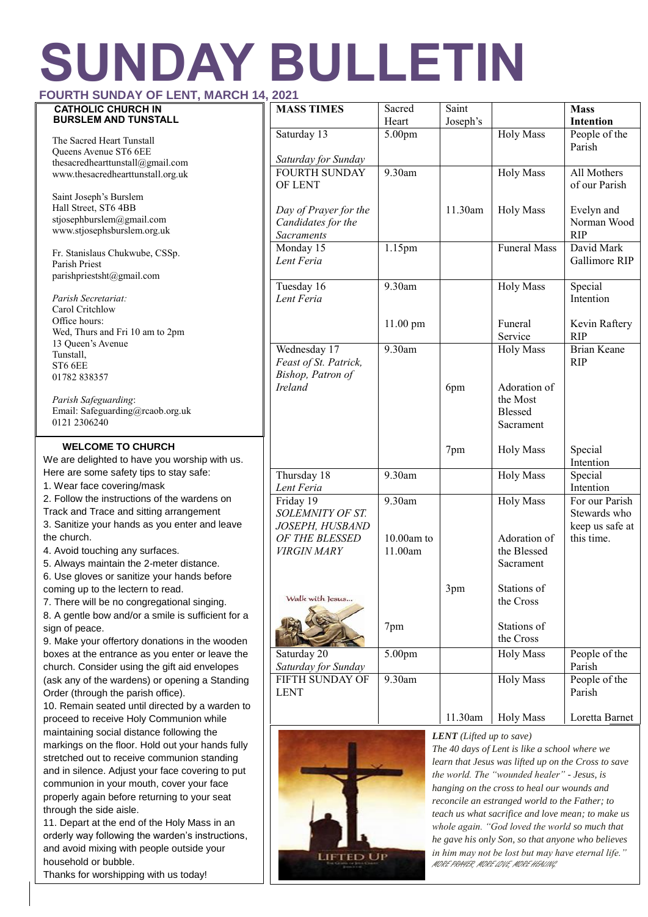# SUNDAY BULLETIN

**FOURTH SUNDAY OF LENT, MARCH 14, 2021**

**CATHOLIC CHURCH IN BURSLEM AND TUNSTALL**

The Sacred Heart Tunstall
Queens Avenue ST6 6EE
thesacredhearttunstall@gmail.com
www.thesacredhearttunstall.org.uk

Saint Joseph's Burslem
Hall Street, ST6 4BB
stjosephburslem@gmail.com
www.stjosephsburslem.org.uk

Fr. Stanislaus Chukwube, CSSp.
Parish Priest
parishpriestsht@gmail.com

*Parish Secretariat:*
Carol Critchlow
Office hours:
Wed, Thurs and Fri 10 am to 2pm
13 Queen's Avenue
Tunstall,
ST6 6EE
01782 838357

*Parish Safeguarding*:
Email: Safeguarding@rcaob.org.uk
0121 2306240

## WELCOME TO CHURCH

We are delighted to have you worship with us. Here are some safety tips to stay safe:

1. Wear face covering/mask
2. Follow the instructions of the wardens on Track and Trace and sitting arrangement
3. Sanitize your hands as you enter and leave the church.
4. Avoid touching any surfaces.
5. Always maintain the 2-meter distance.
6. Use gloves or sanitize your hands before coming up to the lectern to read.
7. There will be no congregational singing.
8. A gentle bow and/or a smile is sufficient for a sign of peace.
9. Make your offertory donations in the wooden boxes at the entrance as you enter or leave the church. Consider using the gift aid envelopes (ask any of the wardens) or opening a Standing Order (through the parish office).
10. Remain seated until directed by a warden to proceed to receive Holy Communion while maintaining social distance following the markings on the floor. Hold out your hands fully stretched out to receive communion standing and in silence. Adjust your face covering to put communion in your mouth, cover your face properly again before returning to your seat through the side aisle.
11. Depart at the end of the Holy Mass in an orderly way following the warden's instructions, and avoid mixing with people outside your household or bubble.

Thanks for worshipping with us today!

| MASS TIMES | Sacred Heart | Saint Joseph's | | Mass Intention |
|---|---|---|---|---|
| Saturday 13 *Saturday for Sunday* | 5.00pm | | Holy Mass | People of the Parish |
| FOURTH SUNDAY OF LENT | 9.30am | | Holy Mass | All Mothers of our Parish |
| *Day of Prayer for the Candidates for the Sacraments* | | 11.30am | Holy Mass | Evelyn and Norman Wood RIP |
| Monday 15 *Lent Feria* | 1.15pm | | Funeral Mass | David Mark Gallimore RIP |
| Tuesday 16 *Lent Feria* | 9.30am | | Holy Mass | Special Intention |
| | 11.00 pm | | Funeral Service | Kevin Raftery RIP |
| Wednesday 17 *Feast of St. Patrick, Bishop, Patron of Ireland* | 9.30am | | Holy Mass | Brian Keane RIP |
| | | 6pm | Adoration of the Most Blessed Sacrament | |
| | | 7pm | Holy Mass | Special Intention |
| Thursday 18 *Lent Feria* | 9.30am | | Holy Mass | Special Intention |
| Friday 19 *SOLEMNITY OF ST. JOSEPH, HUSBAND OF THE BLESSED VIRGIN MARY* | 9.30am | | Holy Mass | For our Parish Stewards who keep us safe at this time. |
| | 10.00am to 11.00am | | Adoration of the Blessed Sacrament | |
| | | 3pm | Stations of the Cross | |
| | 7pm | | Stations of the Cross | |
| Saturday 20 *Saturday for Sunday* | 5.00pm | | Holy Mass | People of the Parish |
| FIFTH SUNDAY OF LENT | 9.30am | | Holy Mass | People of the Parish |
| | | 11.30am | Holy Mass | Loretta Barnet |

***LENT*** *(Lifted up to save)*

*The 40 days of Lent is like a school where we learn that Jesus was lifted up on the Cross to save the world. The "wounded healer" - Jesus, is hanging on the cross to heal our wounds and reconcile an estranged world to the Father; to teach us what sacrifice and love mean; to make us whole again. "God loved the world so much that he gave his only Son, so that anyone who believes in him may not be lost but may have eternal life."*

MORE PRAYER, MORE LOVE, MORE HEALING.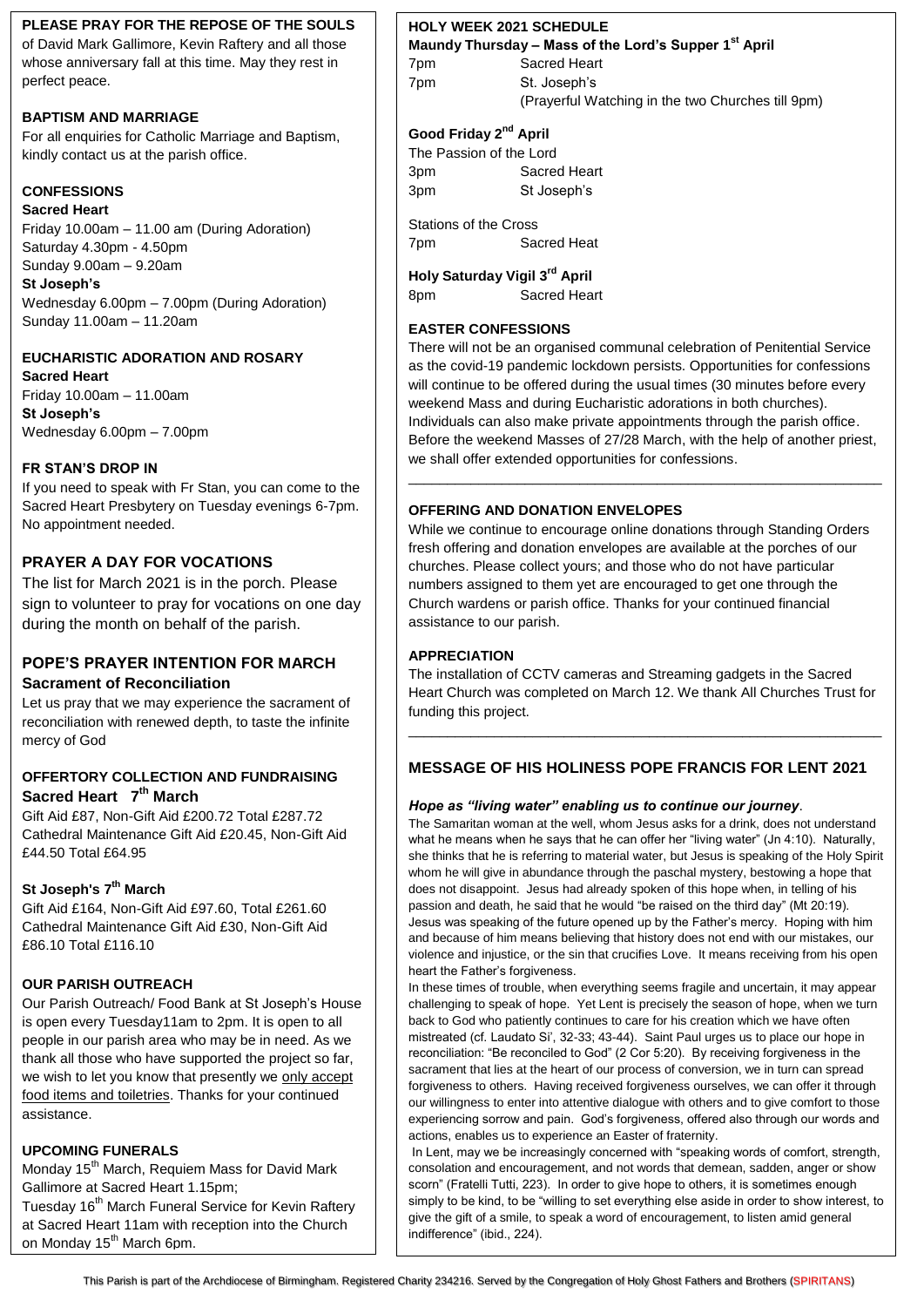**PLEASE PRAY FOR THE REPOSE OF THE SOULS** of David Mark Gallimore, Kevin Raftery and all those whose anniversary fall at this time. May they rest in perfect peace.

**BAPTISM AND MARRIAGE**

For all enquiries for Catholic Marriage and Baptism, kindly contact us at the parish office.

**CONFESSIONS**

**Sacred Heart**

Friday 10.00am – 11.00 am (During Adoration)
Saturday 4.30pm - 4.50pm
Sunday 9.00am – 9.20am

**St Joseph's**

Wednesday 6.00pm – 7.00pm (During Adoration)
Sunday 11.00am – 11.20am

**EUCHARISTIC ADORATION AND ROSARY**

**Sacred Heart**

Friday 10.00am – 11.00am

**St Joseph's**

Wednesday 6.00pm – 7.00pm

**FR STAN'S DROP IN**

If you need to speak with Fr Stan, you can come to the Sacred Heart Presbytery on Tuesday evenings 6-7pm. No appointment needed.

## PRAYER A DAY FOR VOCATIONS

The list for March 2021 is in the porch. Please sign to volunteer to pray for vocations on one day during the month on behalf of the parish.

## POPE'S PRAYER INTENTION FOR MARCH

**Sacrament of Reconciliation**

Let us pray that we may experience the sacrament of reconciliation with renewed depth, to taste the infinite mercy of God

**OFFERTORY COLLECTION AND FUNDRAISING**

**Sacred Heart 7th March**

Gift Aid £87, Non-Gift Aid £200.72 Total £287.72
Cathedral Maintenance Gift Aid £20.45, Non-Gift Aid £44.50 Total £64.95

**St Joseph's 7th March**

Gift Aid £164, Non-Gift Aid £97.60, Total £261.60
Cathedral Maintenance Gift Aid £30, Non-Gift Aid £86.10 Total £116.10

**OUR PARISH OUTREACH**

Our Parish Outreach/ Food Bank at St Joseph's House is open every Tuesday11am to 2pm. It is open to all people in our parish area who may be in need. As we thank all those who have supported the project so far, we wish to let you know that presently we only accept food items and toiletries. Thanks for your continued assistance.

**UPCOMING FUNERALS**

Monday 15th March, Requiem Mass for David Mark Gallimore at Sacred Heart 1.15pm;
Tuesday 16th March Funeral Service for Kevin Raftery at Sacred Heart 11am with reception into the Church on Monday 15th March 6pm.

**HOLY WEEK 2021 SCHEDULE**

**Maundy Thursday – Mass of the Lord's Supper 1st April**

7pm Sacred Heart
7pm St. Joseph's
(Prayerful Watching in the two Churches till 9pm)

**Good Friday 2nd April**

The Passion of the Lord
3pm Sacred Heart
3pm St Joseph's

Stations of the Cross
7pm Sacred Heat

**Holy Saturday Vigil 3rd April**

8pm Sacred Heart

**EASTER CONFESSIONS**

There will not be an organised communal celebration of Penitential Service as the covid-19 pandemic lockdown persists. Opportunities for confessions will continue to be offered during the usual times (30 minutes before every weekend Mass and during Eucharistic adorations in both churches). Individuals can also make private appointments through the parish office. Before the weekend Masses of 27/28 March, with the help of another priest, we shall offer extended opportunities for confessions.

---

**OFFERING AND DONATION ENVELOPES**

While we continue to encourage online donations through Standing Orders fresh offering and donation envelopes are available at the porches of our churches. Please collect yours; and those who do not have particular numbers assigned to them yet are encouraged to get one through the Church wardens or parish office. Thanks for your continued financial assistance to our parish.

**APPRECIATION**

The installation of CCTV cameras and Streaming gadgets in the Sacred Heart Church was completed on March 12. We thank All Churches Trust for funding this project.

---

## MESSAGE OF HIS HOLINESS POPE FRANCIS FOR LENT 2021

***Hope as "living water" enabling us to continue our journey*.**

The Samaritan woman at the well, whom Jesus asks for a drink, does not understand what he means when he says that he can offer her "living water" (Jn 4:10). Naturally, she thinks that he is referring to material water, but Jesus is speaking of the Holy Spirit whom he will give in abundance through the paschal mystery, bestowing a hope that does not disappoint. Jesus had already spoken of this hope when, in telling of his passion and death, he said that he would "be raised on the third day" (Mt 20:19). Jesus was speaking of the future opened up by the Father's mercy. Hoping with him and because of him means believing that history does not end with our mistakes, our violence and injustice, or the sin that crucifies Love. It means receiving from his open heart the Father's forgiveness.

In these times of trouble, when everything seems fragile and uncertain, it may appear challenging to speak of hope. Yet Lent is precisely the season of hope, when we turn back to God who patiently continues to care for his creation which we have often mistreated (cf. Laudato Si', 32-33; 43-44). Saint Paul urges us to place our hope in reconciliation: "Be reconciled to God" (2 Cor 5:20). By receiving forgiveness in the sacrament that lies at the heart of our process of conversion, we in turn can spread forgiveness to others. Having received forgiveness ourselves, we can offer it through our willingness to enter into attentive dialogue with others and to give comfort to those experiencing sorrow and pain. God's forgiveness, offered also through our words and actions, enables us to experience an Easter of fraternity.

In Lent, may we be increasingly concerned with "speaking words of comfort, strength, consolation and encouragement, and not words that demean, sadden, anger or show scorn" (Fratelli Tutti, 223). In order to give hope to others, it is sometimes enough simply to be kind, to be "willing to set everything else aside in order to show interest, to give the gift of a smile, to speak a word of encouragement, to listen amid general indifference" (ibid., 224).

This Parish is part of the Archdiocese of Birmingham. Registered Charity 234216. Served by the Congregation of Holy Ghost Fathers and Brothers (SPIRITANS)